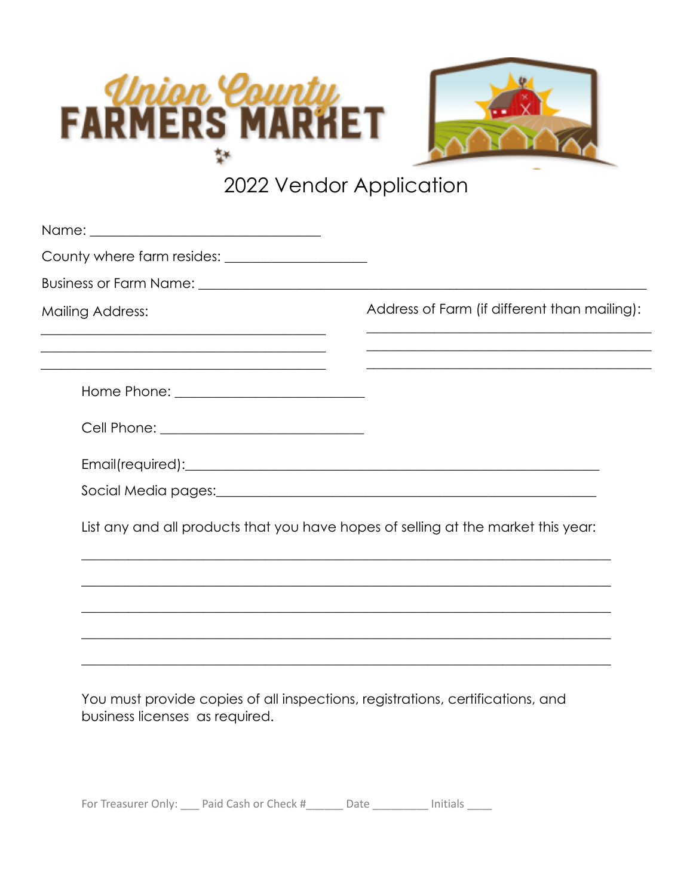# Union County FARMERS MARKET

## 2022 Vendor Application

Name: ______________________________

County where farm resides: __________________

Business or Farm Name: ___________________________________________________________

Mailing Address:

_____________________________________

_____________________________________

_____________________________________

Address of Farm (if different than mailing):

_____________________________________

_____________________________________

_____________________________________

Home Phone: _________________________

Cell Phone: __________________________

Email(required):_____________________________________________________

Social Media pages:_______________________________________________

List any and all products that you have hopes of selling at the market this year:

_____________________________________________________________________

_____________________________________________________________________

_____________________________________________________________________

_____________________________________________________________________

_____________________________________________________________________

You must provide copies of all inspections, registrations, certifications, and business licenses as required.

For Treasurer Only: ___ Paid Cash or Check #______ Date _________ Initials ____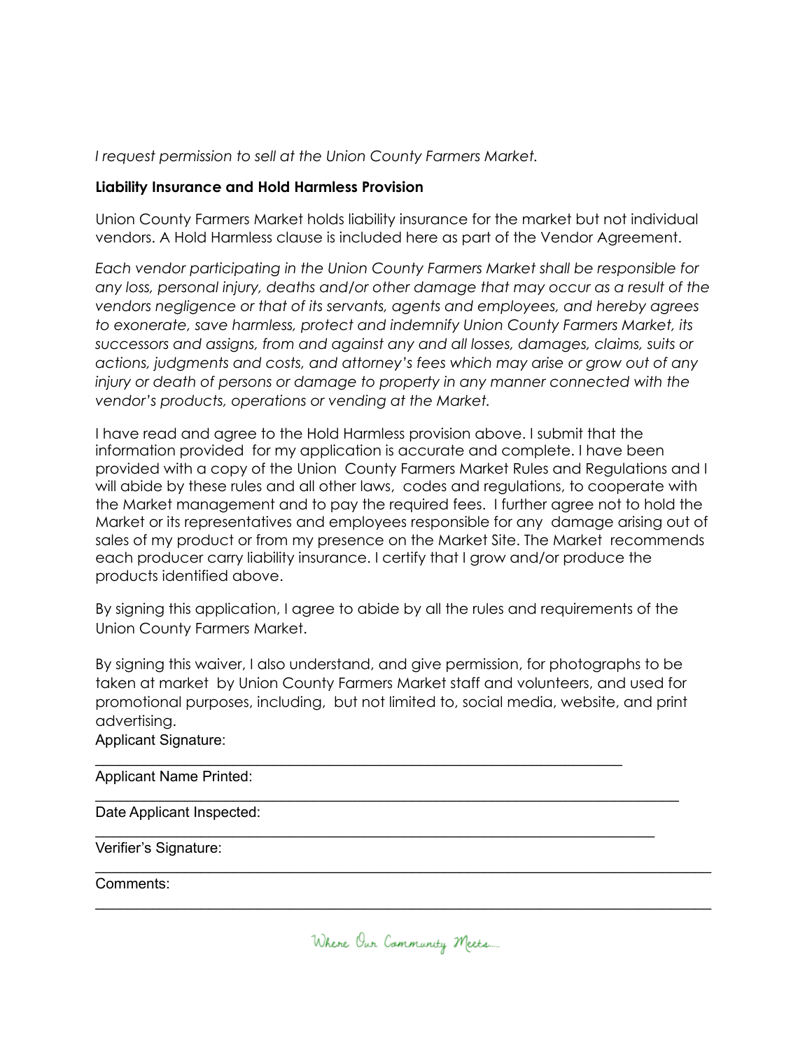*I request permission to sell at the Union County Farmers Market.*

**Liability Insurance and Hold Harmless Provision**

Union County Farmers Market holds liability insurance for the market but not individual vendors. A Hold Harmless clause is included here as part of the Vendor Agreement.

*Each vendor participating in the Union County Farmers Market shall be responsible for any loss, personal injury, deaths and/or other damage that may occur as a result of the vendors negligence or that of its servants, agents and employees, and hereby agrees to exonerate, save harmless, protect and indemnify Union County Farmers Market, its successors and assigns, from and against any and all losses, damages, claims, suits or actions, judgments and costs, and attorney's fees which may arise or grow out of any injury or death of persons or damage to property in any manner connected with the vendor's products, operations or vending at the Market.*

I have read and agree to the Hold Harmless provision above. I submit that the information provided for my application is accurate and complete. I have been provided with a copy of the Union County Farmers Market Rules and Regulations and I will abide by these rules and all other laws, codes and regulations, to cooperate with the Market management and to pay the required fees. I further agree not to hold the Market or its representatives and employees responsible for any damage arising out of sales of my product or from my presence on the Market Site. The Market recommends each producer carry liability insurance. I certify that I grow and/or produce the products identified above.

By signing this application, I agree to abide by all the rules and requirements of the Union County Farmers Market.

By signing this waiver, I also understand, and give permission, for photographs to be taken at market by Union County Farmers Market staff and volunteers, and used for promotional purposes, including, but not limited to, social media, website, and print advertising.

Applicant Signature:
___________________________________________________________

Applicant Name Printed:
_________________________________________________________________

Date Applicant Inspected:
______________________________________________________________

Verifier's Signature:
____________________________________________________________________

Comments:
____________________________________________________________________

Where Our Community Meets....